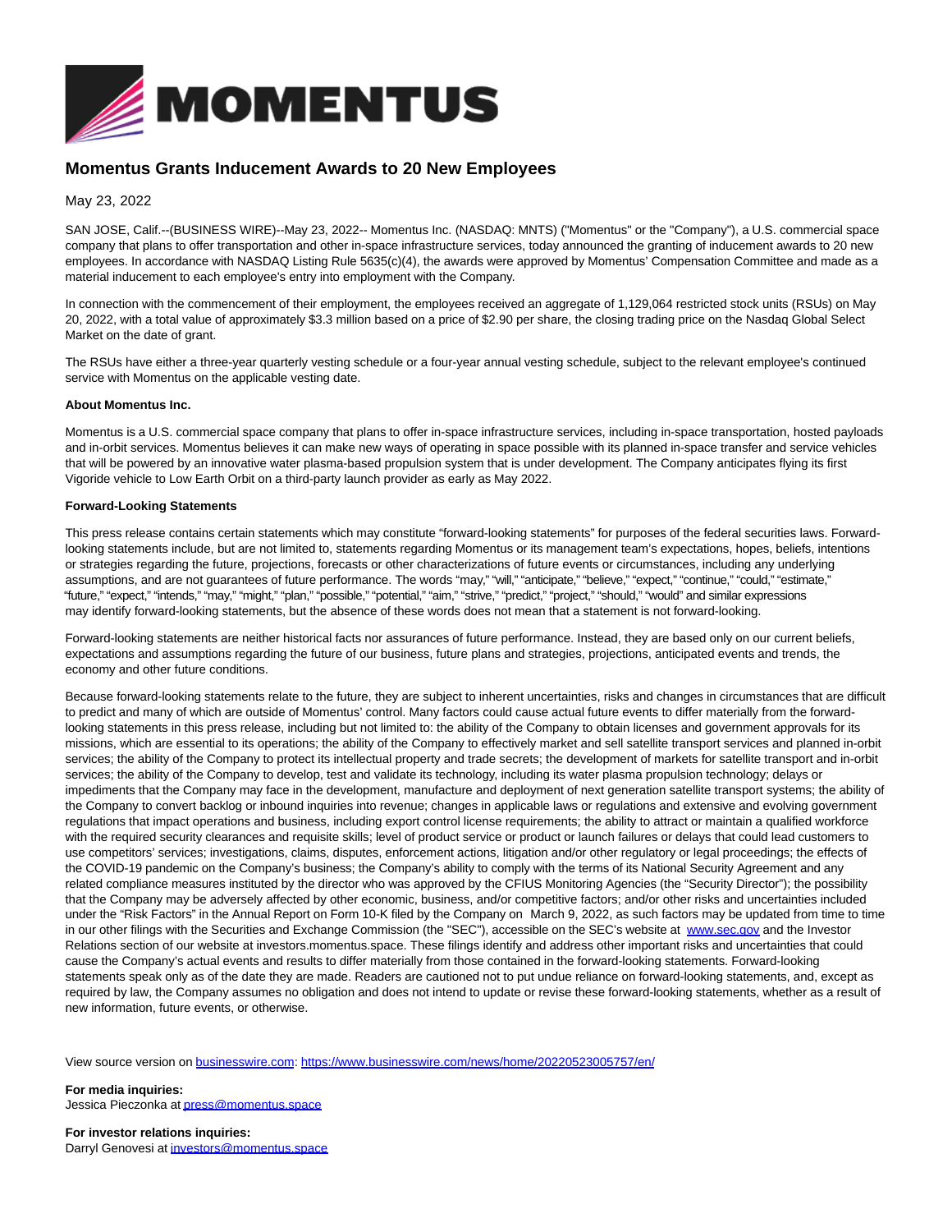# Momentus Grants Inducement Awards to 20 New Employees

May 23, 2022

SAN JOSE, Calif.--(BUSINESS WIRE)--May 23, 2022-- Momentus Inc. (NASDAQ: MNTS) ("Momentus" or the "Company"), a U.S. commercial space company that plans to offer transportation and other in-space infrastructure services, today announced the granting of inducement awards to 20 new employees. In accordance with NASDAQ Listing Rule 5635(c)(4), the awards were approved by Momentus' Compensation Committee and made as a material inducement to each employee's entry into employment with the Company.

In connection with the commencement of their employment, the employees received an aggregate of 1,129,064 restricted stock units (RSUs) on May 20, 2022, with a total value of approximately $3.3 million based on a price of $2.90 per share, the closing trading price on the Nasdaq Global Select Market on the date of grant.

The RSUs have either a three-year quarterly vesting schedule or a four-year annual vesting schedule, subject to the relevant employee's continued service with Momentus on the applicable vesting date.

**About Momentus Inc.**

Momentus is a U.S. commercial space company that plans to offer in-space infrastructure services, including in-space transportation, hosted payloads and in-orbit services. Momentus believes it can make new ways of operating in space possible with its planned in-space transfer and service vehicles that will be powered by an innovative water plasma-based propulsion system that is under development. The Company anticipates flying its first Vigoride vehicle to Low Earth Orbit on a third-party launch provider as early as May 2022.

**Forward-Looking Statements**

This press release contains certain statements which may constitute "forward-looking statements" for purposes of the federal securities laws. Forward-looking statements include, but are not limited to, statements regarding Momentus or its management team's expectations, hopes, beliefs, intentions or strategies regarding the future, projections, forecasts or other characterizations of future events or circumstances, including any underlying assumptions, and are not guarantees of future performance. The words "may," "will," "anticipate," "believe," "expect," "continue," "could," "estimate," "future," "expect," "intends," "may," "might," "plan," "possible," "potential," "aim," "strive," "predict," "project," "should," "would" and similar expressions may identify forward-looking statements, but the absence of these words does not mean that a statement is not forward-looking.

Forward-looking statements are neither historical facts nor assurances of future performance. Instead, they are based only on our current beliefs, expectations and assumptions regarding the future of our business, future plans and strategies, projections, anticipated events and trends, the economy and other future conditions.

Because forward-looking statements relate to the future, they are subject to inherent uncertainties, risks and changes in circumstances that are difficult to predict and many of which are outside of Momentus' control. Many factors could cause actual future events to differ materially from the forward-looking statements in this press release, including but not limited to: the ability of the Company to obtain licenses and government approvals for its missions, which are essential to its operations; the ability of the Company to effectively market and sell satellite transport services and planned in-orbit services; the ability of the Company to protect its intellectual property and trade secrets; the development of markets for satellite transport and in-orbit services; the ability of the Company to develop, test and validate its technology, including its water plasma propulsion technology; delays or impediments that the Company may face in the development, manufacture and deployment of next generation satellite transport systems; the ability of the Company to convert backlog or inbound inquiries into revenue; changes in applicable laws or regulations and extensive and evolving government regulations that impact operations and business, including export control license requirements; the ability to attract or maintain a qualified workforce with the required security clearances and requisite skills; level of product service or product or launch failures or delays that could lead customers to use competitors' services; investigations, claims, disputes, enforcement actions, litigation and/or other regulatory or legal proceedings; the effects of the COVID-19 pandemic on the Company's business; the Company's ability to comply with the terms of its National Security Agreement and any related compliance measures instituted by the director who was approved by the CFIUS Monitoring Agencies (the "Security Director"); the possibility that the Company may be adversely affected by other economic, business, and/or competitive factors; and/or other risks and uncertainties included under the "Risk Factors" in the Annual Report on Form 10-K filed by the Company on March 9, 2022, as such factors may be updated from time to time in our other filings with the Securities and Exchange Commission (the "SEC"), accessible on the SEC's website at www.sec.gov and the Investor Relations section of our website at investors.momentus.space. These filings identify and address other important risks and uncertainties that could cause the Company's actual events and results to differ materially from those contained in the forward-looking statements. Forward-looking statements speak only as of the date they are made. Readers are cautioned not to put undue reliance on forward-looking statements, and, except as required by law, the Company assumes no obligation and does not intend to update or revise these forward-looking statements, whether as a result of new information, future events, or otherwise.

View source version on businesswire.com: https://www.businesswire.com/news/home/20220523005757/en/

**For media inquiries:**
Jessica Pieczonka at press@momentus.space

**For investor relations inquiries:**
Darryl Genovesi at investors@momentus.space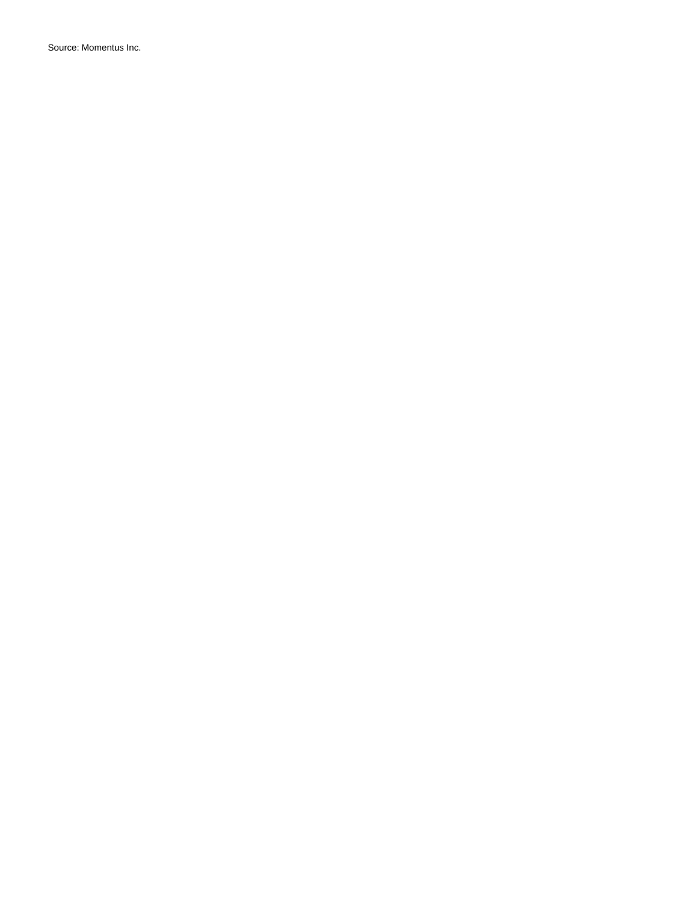Source: Momentus Inc.